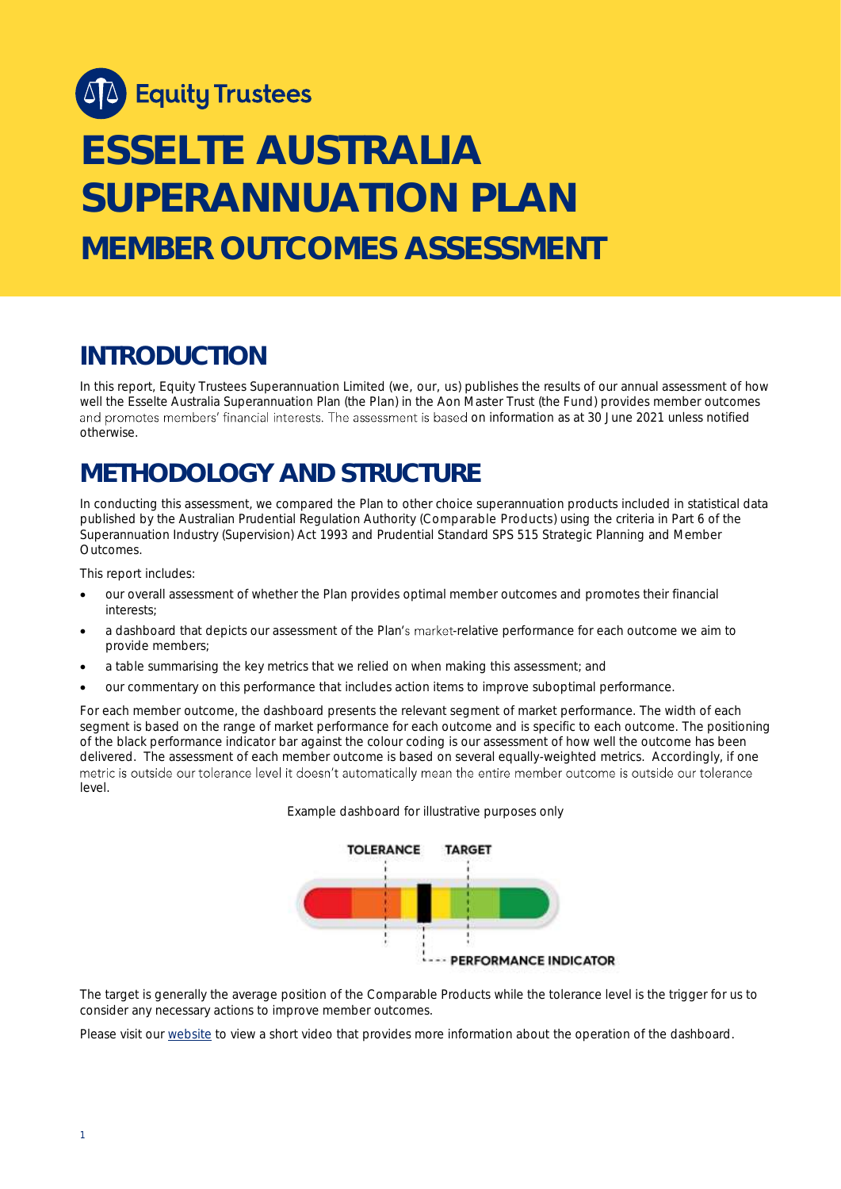Equity Trustees

# ESSELTE AUSTRALIA SUPERANNUATION PLAN

## MEMBER OUTCOMES ASSESSMENT

## INTRODUCTION

In this report, Equity Trustees Superannuation Limited (we, our, us) publishes the results of our annual assessment of how well the Esselte Australia Superannuation Plan (the Plan) in the Aon Master Trust (the Fund) provides member outcomes and promotes members' financial interests. The assessment is based on information as at 30 June 2021 unless notified otherwise.

## METHODOLOGY AND STRUCTURE

In conducting this assessment, we compared the Plan to other choice superannuation products included in statistical data published by the Australian Prudential Regulation Authority (Comparable Products) using the criteria in Part 6 of the Superannuation Industry (Supervision) Act 1993 and Prudential Standard SPS 515 Strategic Planning and Member Outcomes.

This report includes:

- our overall assessment of whether the Plan provides optimal member outcomes and promotes their financial interests;
- a dashboard that depicts our assessment of the Plan's market-relative performance for each outcome we aim to provide members;
- a table summarising the key metrics that we relied on when making this assessment; and
- our commentary on this performance that includes action items to improve suboptimal performance.

For each member outcome, the dashboard presents the relevant segment of market performance. The width of each segment is based on the range of market performance for each outcome and is specific to each outcome. The positioning of the black performance indicator bar against the colour coding is our assessment of how well the outcome has been delivered. The assessment of each member outcome is based on several equally-weighted metrics. Accordingly, if one metric is outside our tolerance level it doesn't automatically mean the entire member outcome is outside our tolerance level.

Example dashboard for illustrative purposes only

TOLERANCE TARGET

PERFORMANCE INDICATOR

The target is generally the average position of the Comparable Products while the tolerance level is the trigger for us to consider any necessary actions to improve member outcomes.

Please visit our website to view a short video that provides more information about the operation of the dashboard.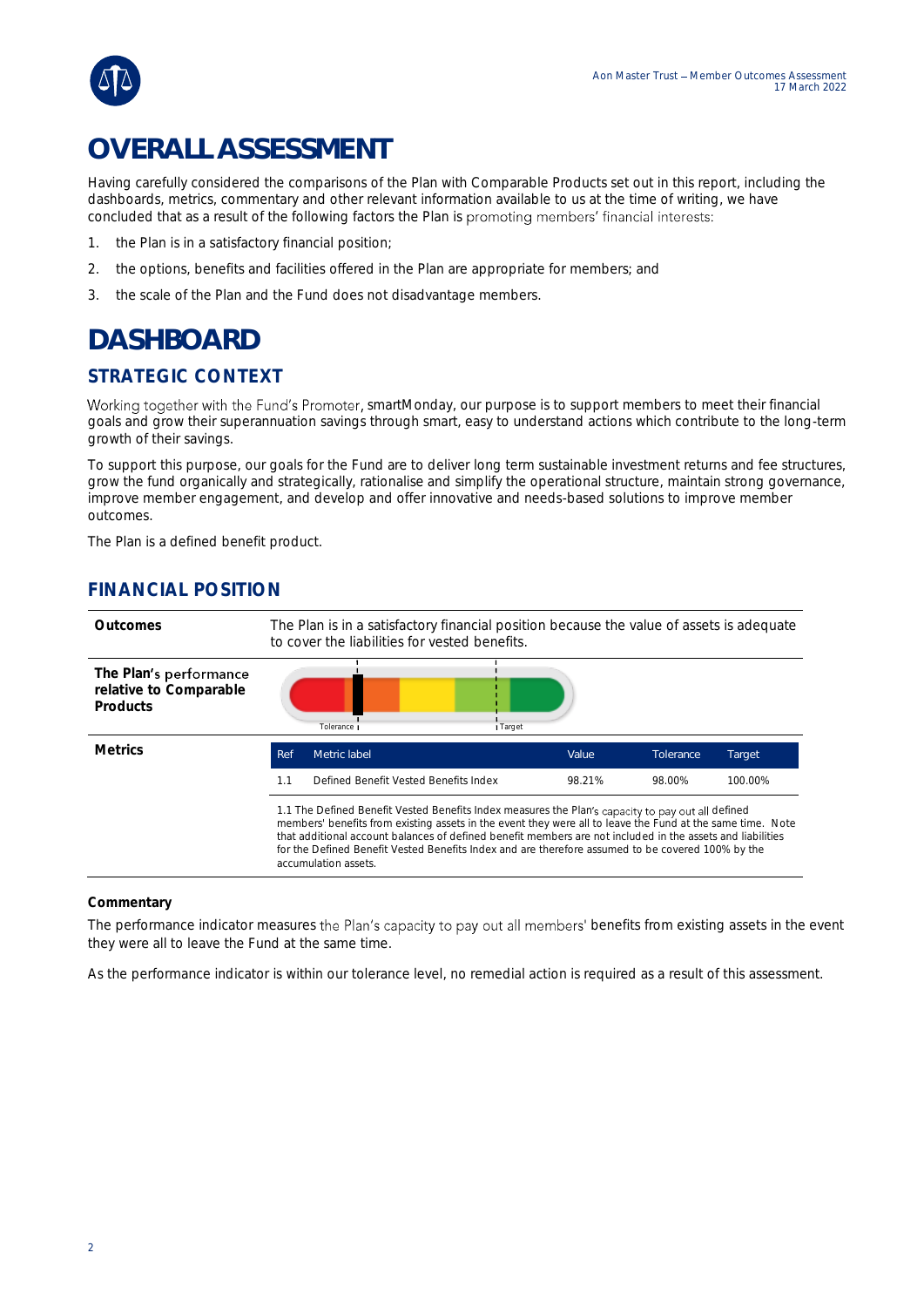# OVERALL ASSESSMENT

Having carefully considered the comparisons of the Plan with Comparable Products set out in this report, including the dashboards, metrics, commentary and other relevant information available to us at the time of writing, we have concluded that as a result of the following factors the Plan is promoting members' financial interests:

1. the Plan is in a satisfactory financial position;
2. the options, benefits and facilities offered in the Plan are appropriate for members; and
3. the scale of the Plan and the Fund does not disadvantage members.

# DASHBOARD

## STRATEGIC CONTEXT

Working together with the Fund's Promoter, smartMonday, our purpose is to support members to meet their financial goals and grow their superannuation savings through smart, easy to understand actions which contribute to the long-term growth of their savings.

To support this purpose, our goals for the Fund are to deliver long term sustainable investment returns and fee structures, grow the fund organically and strategically, rationalise and simplify the operational structure, maintain strong governance, improve member engagement, and develop and offer innovative and needs-based solutions to improve member outcomes.

The Plan is a defined benefit product.

## FINANCIAL POSITION

**Outcomes**

The Plan is in a satisfactory financial position because the value of assets is adequate to cover the liabilities for vested benefits.

**The Plan's performance relative to Comparable Products**

Tolerance | Target

**Metrics**

| Ref | Metric label | Value | Tolerance | Target |
|---|---|---|---|---|
| 1.1 | Defined Benefit Vested Benefits Index | 98.21% | 98.00% | 100.00% |

1.1 The Defined Benefit Vested Benefits Index measures the Plan's capacity to pay out all defined members' benefits from existing assets in the event they were all to leave the Fund at the same time. Note that additional account balances of defined benefit members are not included in the assets and liabilities for the Defined Benefit Vested Benefits Index and are therefore assumed to be covered 100% by the accumulation assets.

**Commentary**

The performance indicator measures the Plan's capacity to pay out all members' benefits from existing assets in the event they were all to leave the Fund at the same time.

As the performance indicator is within our tolerance level, no remedial action is required as a result of this assessment.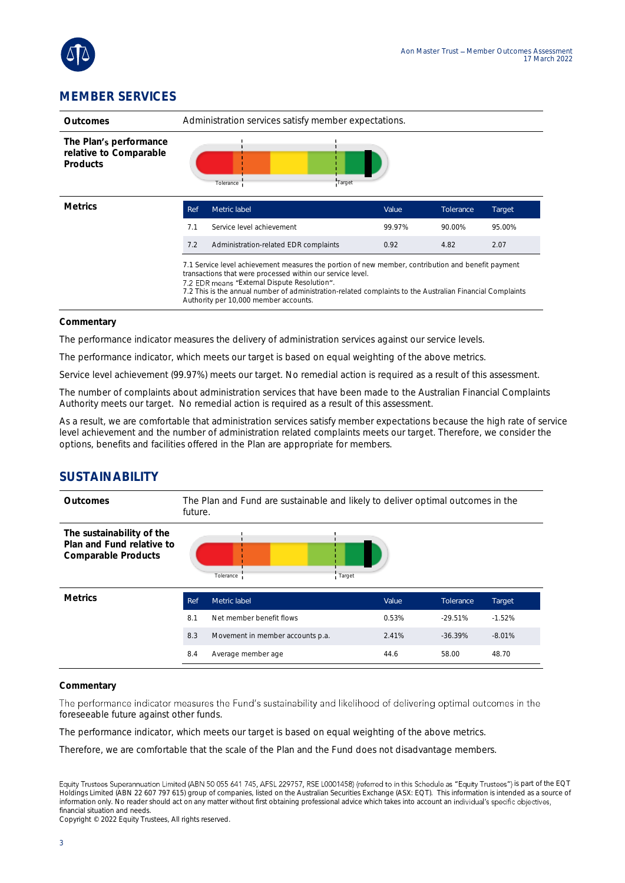## MEMBER SERVICES

| | |
|---|---|
| **Outcomes** | Administration services satisfy member expectations. |
| **The Plan's performance relative to Comparable Products** | Tolerance<br>Target |

**Metrics**

| Ref | Metric label | Value | Tolerance | Target |
|---|---|---|---|---|
| 7.1 | Service level achievement | 99.97% | 90.00% | 95.00% |
| 7.2 | Administration-related EDR complaints | 0.92 | 4.82 | 2.07 |

7.1 Service level achievement measures the portion of new member, contribution and benefit payment transactions that were processed within our service level.
7.2 EDR means "External Dispute Resolution".
7.2 This is the annual number of administration-related complaints to the Australian Financial Complaints Authority per 10,000 member accounts.

**Commentary**

The performance indicator measures the delivery of administration services against our service levels.

The performance indicator, which meets our target is based on equal weighting of the above metrics.

Service level achievement (99.97%) meets our target. No remedial action is required as a result of this assessment.

The number of complaints about administration services that have been made to the Australian Financial Complaints Authority meets our target. No remedial action is required as a result of this assessment.

As a result, we are comfortable that administration services satisfy member expectations because the high rate of service level achievement and the number of administration related complaints meets our target. Therefore, we consider the options, benefits and facilities offered in the Plan are appropriate for members.

## SUSTAINABILITY

| | |
|---|---|
| **Outcomes** | The Plan and Fund are sustainable and likely to deliver optimal outcomes in the future. |
| **The sustainability of the Plan and Fund relative to Comparable Products** | Tolerance<br>Target |

**Metrics**

| Ref | Metric label | Value | Tolerance | Target |
|---|---|---|---|---|
| 8.1 | Net member benefit flows | 0.53% | -29.51% | -1.52% |
| 8.3 | Movement in member accounts p.a. | 2.41% | -36.39% | -8.01% |
| 8.4 | Average member age | 44.6 | 58.00 | 48.70 |

**Commentary**

The performance indicator measures the Fund's sustainability and likelihood of delivering optimal outcomes in the foreseeable future against other funds.

The performance indicator, which meets our target is based on equal weighting of the above metrics.

Therefore, we are comfortable that the scale of the Plan and the Fund does not disadvantage members.

Equity Trustees Superannuation Limited (ABN 50 055 641 745, AFSL 229757, RSE L0001458) (referred to in this Schedule as "Equity Trustees") is part of the EQT Holdings Limited (ABN 22 607 797 615) group of companies, listed on the Australian Securities Exchange (ASX: EQT). This information is intended as a source of information only. No reader should act on any matter without first obtaining professional advice which takes into account an individual's specific objectives, financial situation and needs.
Copyright © 2022 Equity Trustees, All rights reserved.